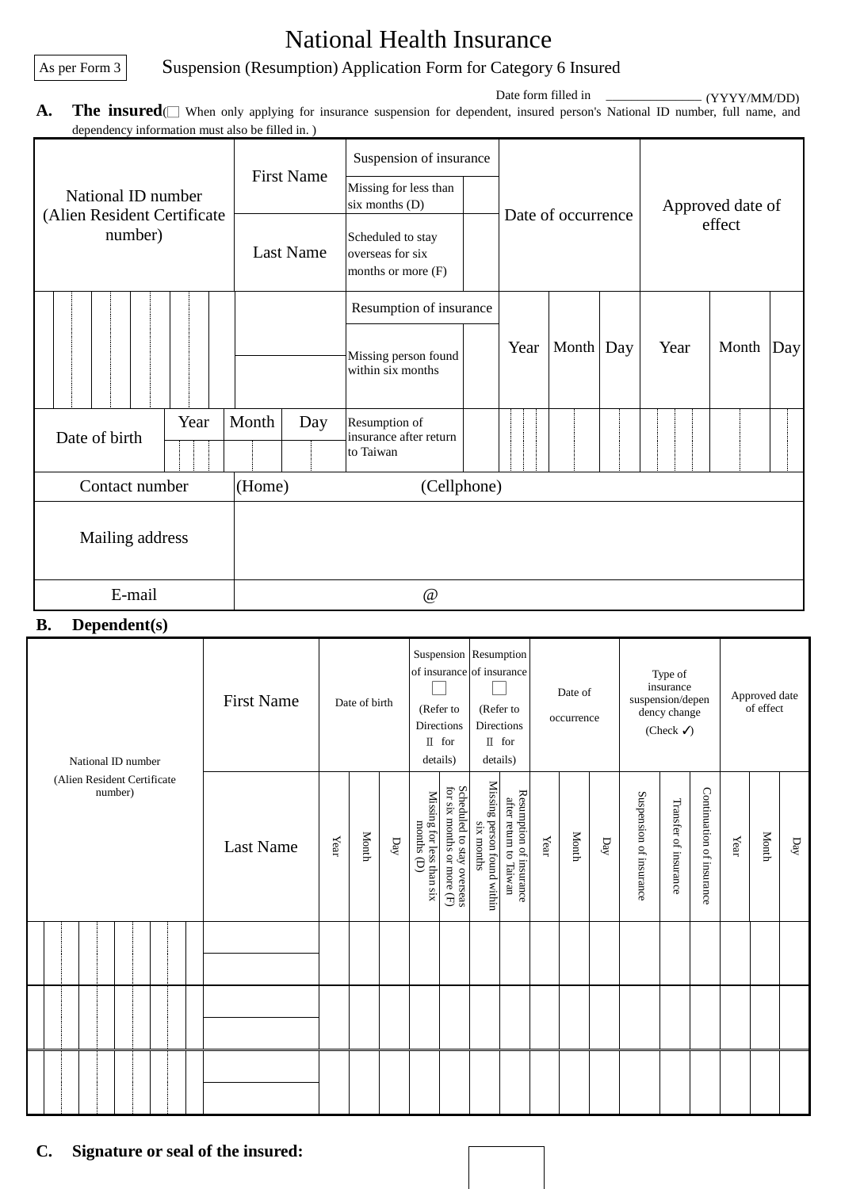# National Health Insurance

As per Form 3

## Suspension (Resumption) Application Form for Category 6 Insured

Date form filled in _______________ (YYYY/MM/DD)

**A. The insured**(☐ When only applying for insurance suspension for dependent, insured person's National ID number, full name, and dependency information must also be filled in. )

| National ID number (Alien Resident Certificate number) | | | | | | | | | | First Name / Last Name | Suspension of insurance | | Date of occurrence | | | Approved date of effect | | |
|---|---|---|---|---|---|---|---|---|---|---|---|---|---|---|---|---|---|---|
| | | | | | | | | | | | Missing for less than six months (D) | | | | | | | |
| | | | | | | | | | | | Scheduled to stay overseas for six months or more (F) | | | | | | | |
| | | | | | | | | | | | Resumption of insurance | | Year | Month | Day | Year | Month | Day |
| | | | | | | | | | | | Missing person found within six months | | | | | | | |
| Date of birth | | | Year | | Month | | Day | | | | Resumption of insurance after return to Taiwan | | | | | | | |
| Contact number | | | | | | | | | | (Home) (Cellphone) | | | | | | | | |
| Mailing address | | | | | | | | | | | | | | | | | | |
| E-mail | | | | | | | | | | @ | | | | | | | | |

**B. Dependent(s)**

| National ID number (Alien Resident Certificate number) | First Name / Last Name | Date of birth | | | Suspension of insurance ☐ (Refer to Directions II for details) | | Resumption of insurance ☐ (Refer to Directions II for details) | | Date of occurrence | | | Type of insurance suspension/dependency change (Check ✓) | | | Approved date of effect | | |
|---|---|---|---|---|---|---|---|---|---|---|---|---|---|---|---|---|---|
| | | Year | Month | Day | Missing for less than six months (D) | Scheduled to stay overseas for six months or more (F) | Missing person found within six months | Resumption of insurance after return to Taiwan | Year | Month | Day | Suspension of insurance | Transfer of insurance | Continuation of insurance | Year | Month | Day |
| | | | | | | | | | | | | | | | | | |
| | | | | | | | | | | | | | | | | | |
| | | | | | | | | | | | | | | | | | |

**C. Signature or seal of the insured:**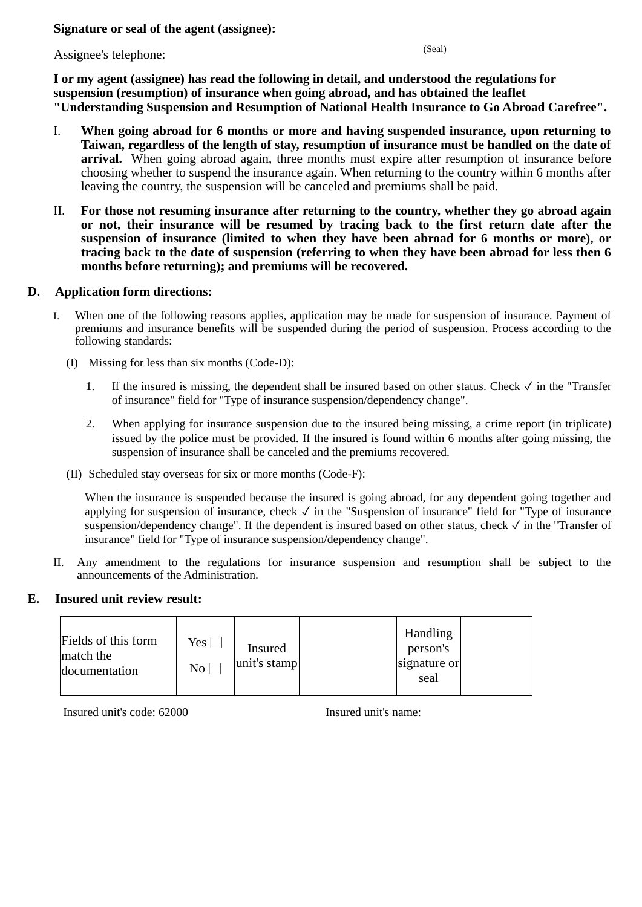**Signature or seal of the agent (assignee):**

Assignee's telephone: (Seal)

**I or my agent (assignee) has read the following in detail, and understood the regulations for suspension (resumption) of insurance when going abroad, and has obtained the leaflet "Understanding Suspension and Resumption of National Health Insurance to Go Abroad Carefree".**

I. **When going abroad for 6 months or more and having suspended insurance, upon returning to Taiwan, regardless of the length of stay, resumption of insurance must be handled on the date of arrival.** When going abroad again, three months must expire after resumption of insurance before choosing whether to suspend the insurance again. When returning to the country within 6 months after leaving the country, the suspension will be canceled and premiums shall be paid.

II. **For those not resuming insurance after returning to the country, whether they go abroad again or not, their insurance will be resumed by tracing back to the first return date after the suspension of insurance (limited to when they have been abroad for 6 months or more), or tracing back to the date of suspension (referring to when they have been abroad for less then 6 months before returning); and premiums will be recovered.**

## D. Application form directions:

I. When one of the following reasons applies, application may be made for suspension of insurance. Payment of premiums and insurance benefits will be suspended during the period of suspension. Process according to the following standards:

(I) Missing for less than six months (Code-D):

1. If the insured is missing, the dependent shall be insured based on other status. Check ✓ in the "Transfer of insurance" field for "Type of insurance suspension/dependency change".
2. When applying for insurance suspension due to the insured being missing, a crime report (in triplicate) issued by the police must be provided. If the insured is found within 6 months after going missing, the suspension of insurance shall be canceled and the premiums recovered.

(II) Scheduled stay overseas for six or more months (Code-F):

When the insurance is suspended because the insured is going abroad, for any dependent going together and applying for suspension of insurance, check ✓ in the "Suspension of insurance" field for "Type of insurance suspension/dependency change". If the dependent is insured based on other status, check ✓ in the "Transfer of insurance" field for "Type of insurance suspension/dependency change".

II. Any amendment to the regulations for insurance suspension and resumption shall be subject to the announcements of the Administration.

## E. Insured unit review result:

| | | | | | |
|---|---|---|---|---|---|
| Fields of this form match the documentation | Yes ☐ No ☐ | Insured unit's stamp | | Handling person's signature or seal | |

Insured unit's code: 62000 Insured unit's name: